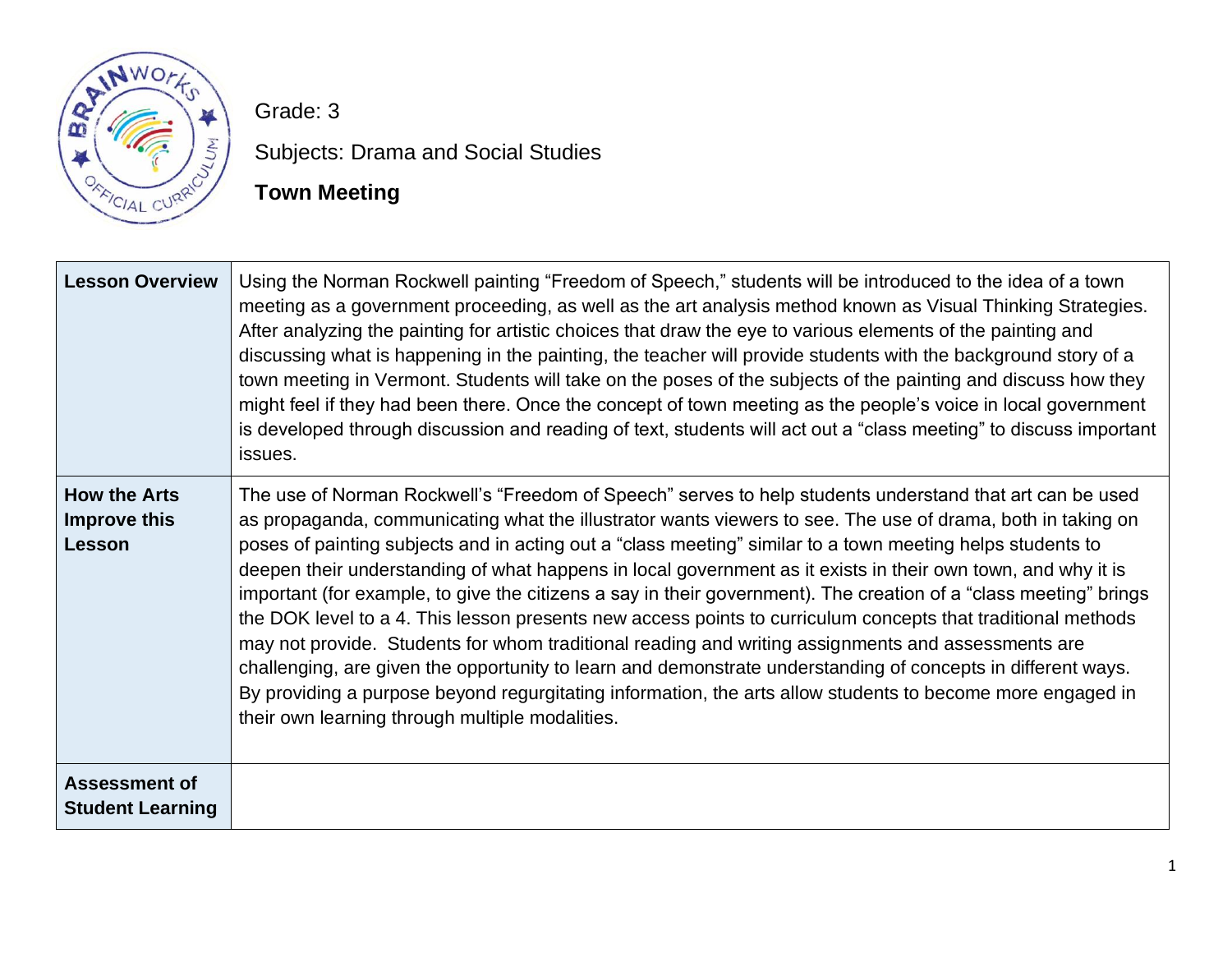Grade: 3

Subjects: Drama and Social Studies

**Town Meeting**

| | |
|---|---|
| **Lesson Overview** | Using the Norman Rockwell painting "Freedom of Speech," students will be introduced to the idea of a town meeting as a government proceeding, as well as the art analysis method known as Visual Thinking Strategies. After analyzing the painting for artistic choices that draw the eye to various elements of the painting and discussing what is happening in the painting, the teacher will provide students with the background story of a town meeting in Vermont. Students will take on the poses of the subjects of the painting and discuss how they might feel if they had been there. Once the concept of town meeting as the people's voice in local government is developed through discussion and reading of text, students will act out a "class meeting" to discuss important issues. |
| **How the Arts Improve this Lesson** | The use of Norman Rockwell's "Freedom of Speech" serves to help students understand that art can be used as propaganda, communicating what the illustrator wants viewers to see. The use of drama, both in taking on poses of painting subjects and in acting out a "class meeting" similar to a town meeting helps students to deepen their understanding of what happens in local government as it exists in their own town, and why it is important (for example, to give the citizens a say in their government). The creation of a "class meeting" brings the DOK level to a 4. This lesson presents new access points to curriculum concepts that traditional methods may not provide. Students for whom traditional reading and writing assignments and assessments are challenging, are given the opportunity to learn and demonstrate understanding of concepts in different ways. By providing a purpose beyond regurgitating information, the arts allow students to become more engaged in their own learning through multiple modalities. |
| **Assessment of Student Learning** | |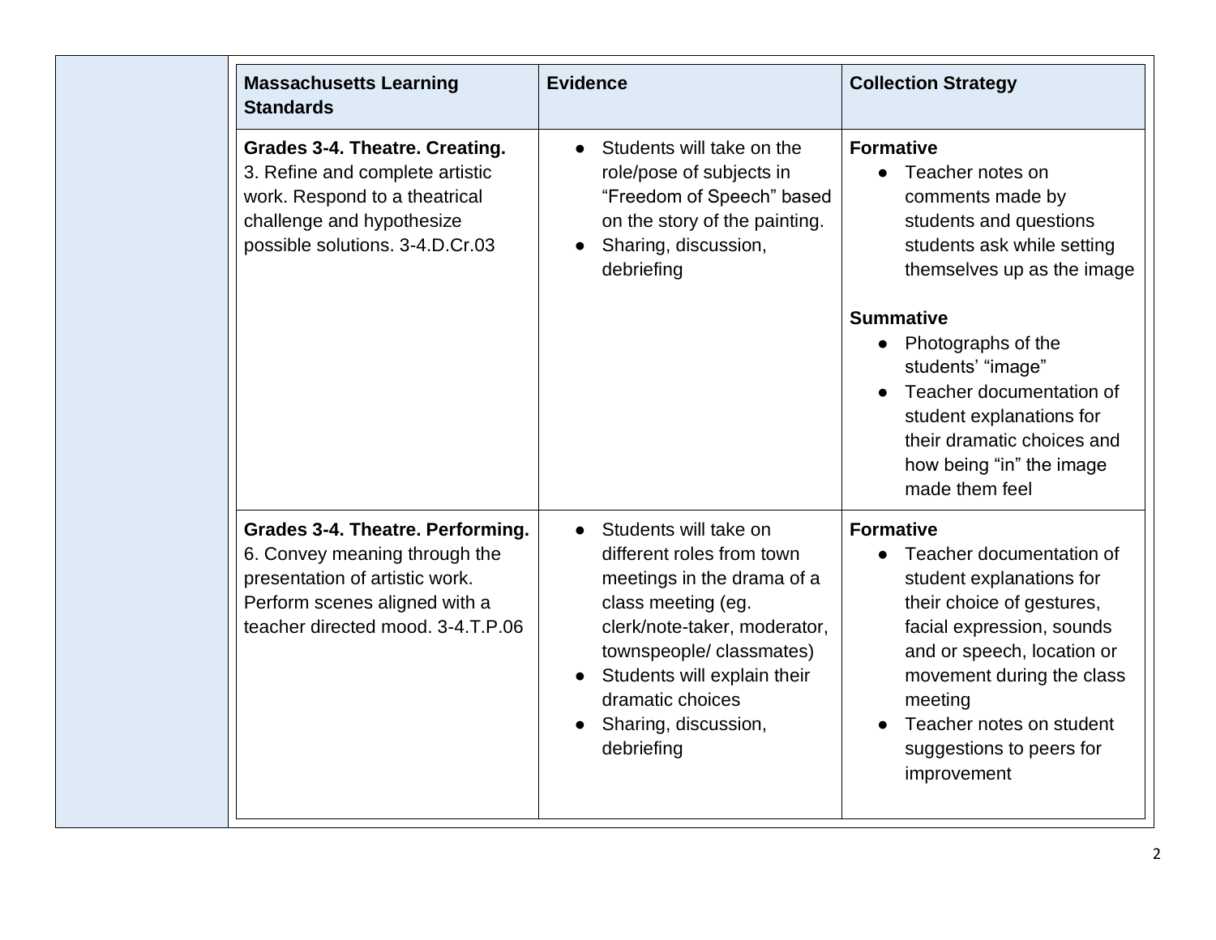| Massachusetts Learning Standards | Evidence | Collection Strategy |
|---|---|---|
| **Grades 3-4. Theatre. Creating.** 3. Refine and complete artistic work. Respond to a theatrical challenge and hypothesize possible solutions. 3-4.D.Cr.03 | • Students will take on the role/pose of subjects in "Freedom of Speech" based on the story of the painting.<br>• Sharing, discussion, debriefing | **Formative**<br>• Teacher notes on comments made by students and questions students ask while setting themselves up as the image<br><br>**Summative**<br>• Photographs of the students' "image"<br>• Teacher documentation of student explanations for their dramatic choices and how being "in" the image made them feel |
| **Grades 3-4. Theatre. Performing.** 6. Convey meaning through the presentation of artistic work. Perform scenes aligned with a teacher directed mood. 3-4.T.P.06 | • Students will take on different roles from town meetings in the drama of a class meeting (eg. clerk/note-taker, moderator, townspeople/ classmates)<br>• Students will explain their dramatic choices<br>• Sharing, discussion, debriefing | **Formative**<br>• Teacher documentation of student explanations for their choice of gestures, facial expression, sounds and or speech, location or movement during the class meeting<br>• Teacher notes on student suggestions to peers for improvement |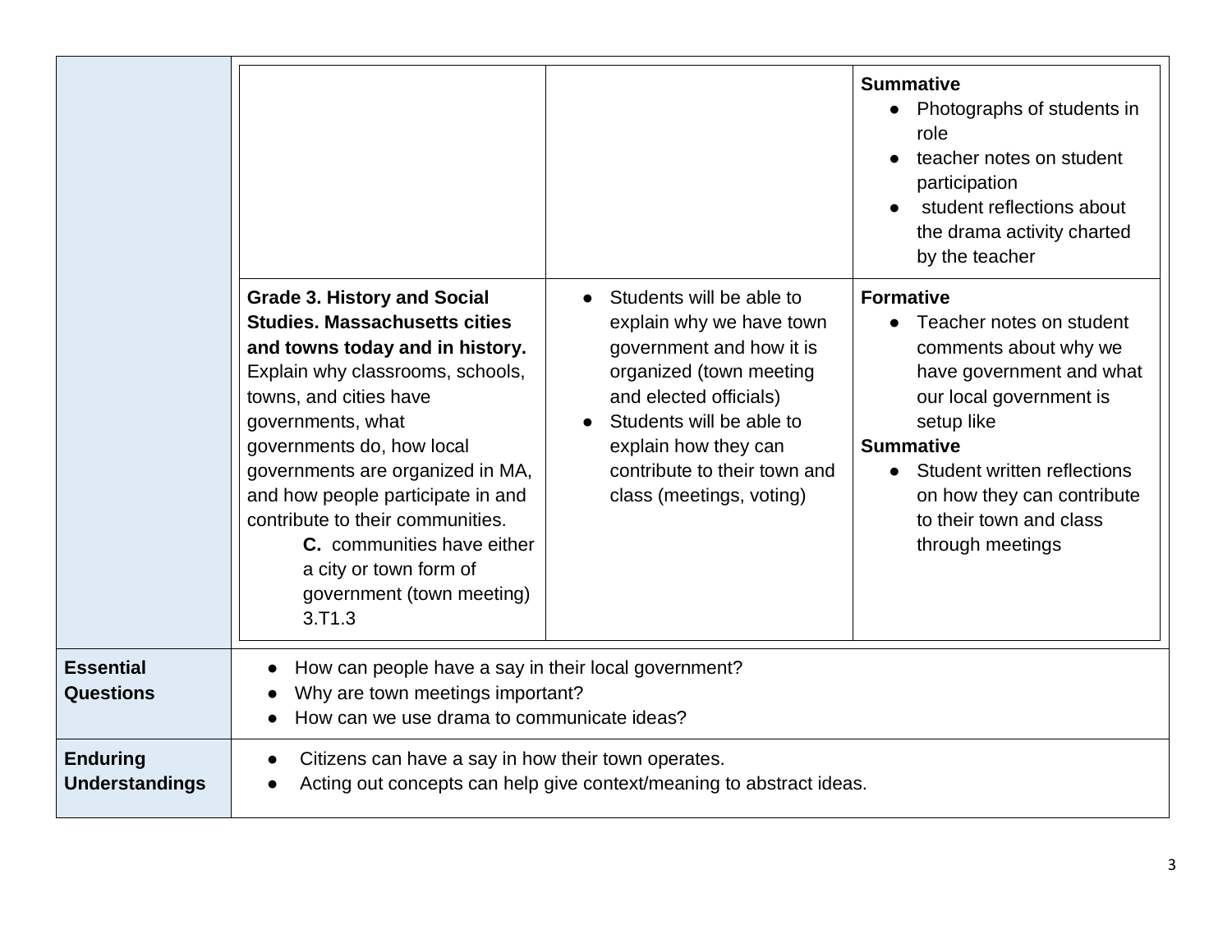| | | |
|---|---|---|
| | | **Summative**<br>● Photographs of students in role<br>● teacher notes on student participation<br>● student reflections about the drama activity charted by the teacher |
| **Grade 3. History and Social Studies. Massachusetts cities and towns today and in history.** Explain why classrooms, schools, towns, and cities have governments, what governments do, how local governments are organized in MA, and how people participate in and contribute to their communities.<br>**C.** communities have either a city or town form of government (town meeting) 3.T1.3 | ● Students will be able to explain why we have town government and how it is organized (town meeting and elected officials)<br>● Students will be able to explain how they can contribute to their town and class (meetings, voting) | **Formative**<br>● Teacher notes on student comments about why we have government and what our local government is setup like<br>**Summative**<br>● Student written reflections on how they can contribute to their town and class through meetings |

| | |
|---|---|
| **Essential Questions** | ● How can people have a say in their local government?<br>● Why are town meetings important?<br>● How can we use drama to communicate ideas? |
| **Enduring Understandings** | ● Citizens can have a say in how their town operates.<br>● Acting out concepts can help give context/meaning to abstract ideas. |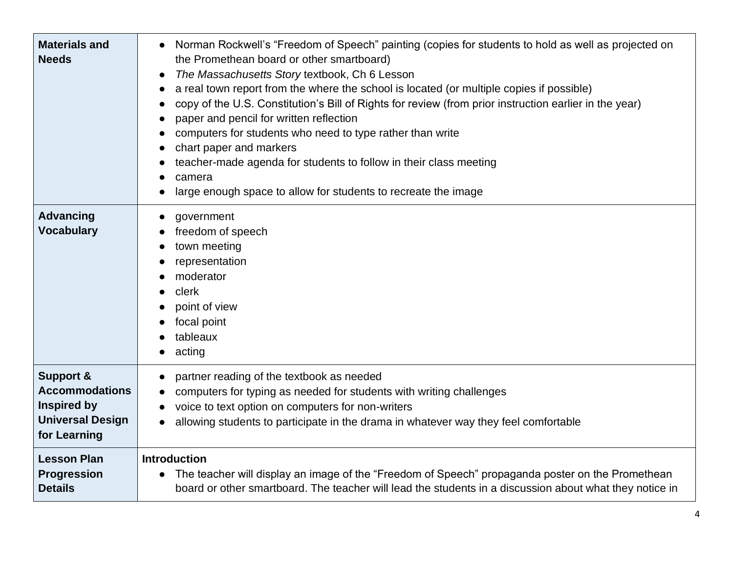| | |
|---|---|
| **Materials and Needs** | • Norman Rockwell's "Freedom of Speech" painting (copies for students to hold as well as projected on the Promethean board or other smartboard)<br>• *The Massachusetts Story* textbook, Ch 6 Lesson<br>• a real town report from the where the school is located (or multiple copies if possible)<br>• copy of the U.S. Constitution's Bill of Rights for review (from prior instruction earlier in the year)<br>• paper and pencil for written reflection<br>• computers for students who need to type rather than write<br>• chart paper and markers<br>• teacher-made agenda for students to follow in their class meeting<br>• camera<br>• large enough space to allow for students to recreate the image |
| **Advancing Vocabulary** | • government<br>• freedom of speech<br>• town meeting<br>• representation<br>• moderator<br>• clerk<br>• point of view<br>• focal point<br>• tableaux<br>• acting |
| **Support & Accommodations Inspired by Universal Design for Learning** | • partner reading of the textbook as needed<br>• computers for typing as needed for students with writing challenges<br>• voice to text option on computers for non-writers<br>• allowing students to participate in the drama in whatever way they feel comfortable |
| **Lesson Plan Progression Details** | **Introduction**<br>• The teacher will display an image of the "Freedom of Speech" propaganda poster on the Promethean board or other smartboard. The teacher will lead the students in a discussion about what they notice in |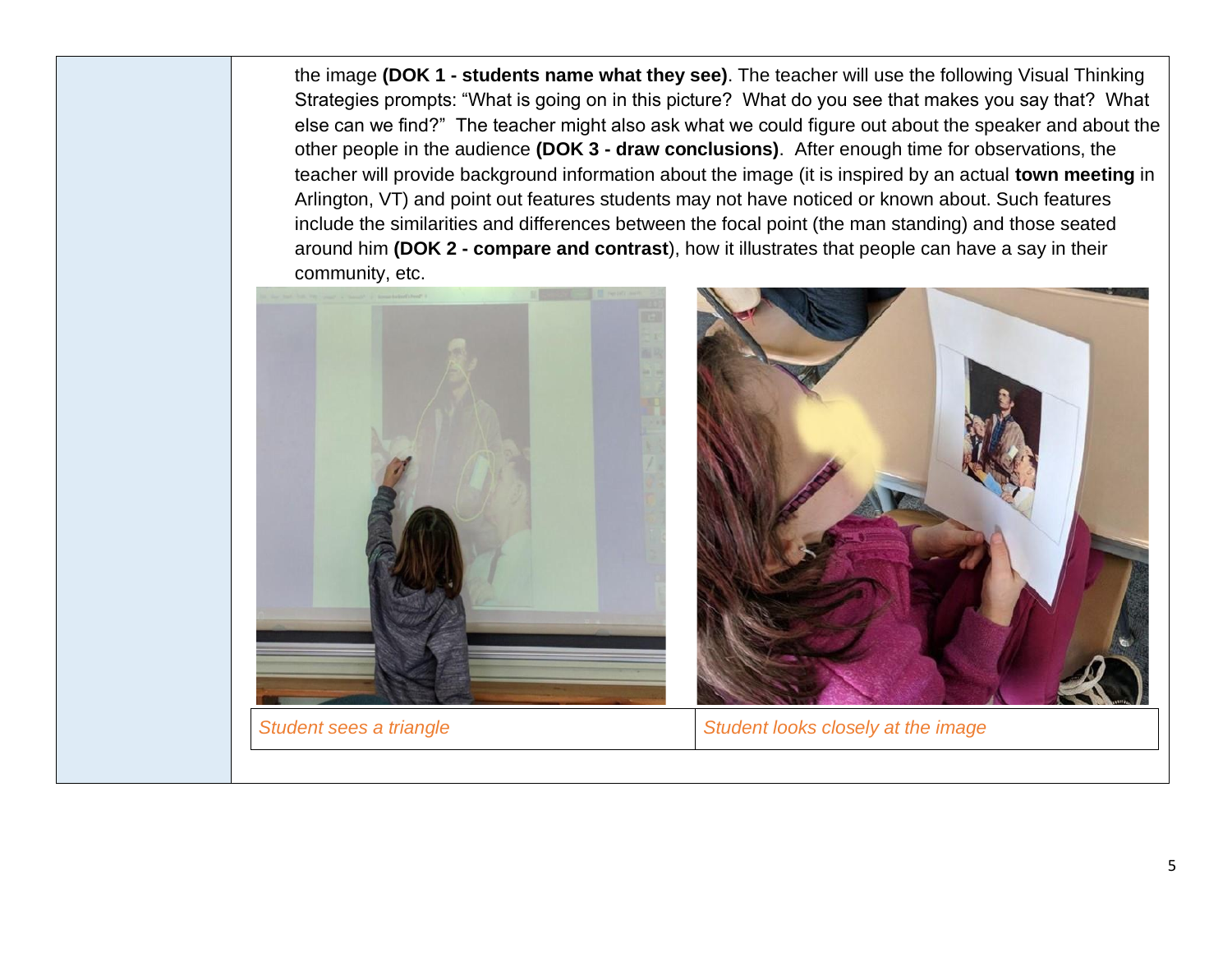the image **(DOK 1 - students name what they see)**. The teacher will use the following Visual Thinking Strategies prompts: "What is going on in this picture? What do you see that makes you say that? What else can we find?" The teacher might also ask what we could figure out about the speaker and about the other people in the audience **(DOK 3 - draw conclusions)**. After enough time for observations, the teacher will provide background information about the image (it is inspired by an actual **town meeting** in Arlington, VT) and point out features students may not have noticed or known about. Such features include the similarities and differences between the focal point (the man standing) and those seated around him **(DOK 2 - compare and contrast)**, how it illustrates that people can have a say in their community, etc.

| *Student sees a triangle* | *Student looks closely at the image* |
| --- | --- |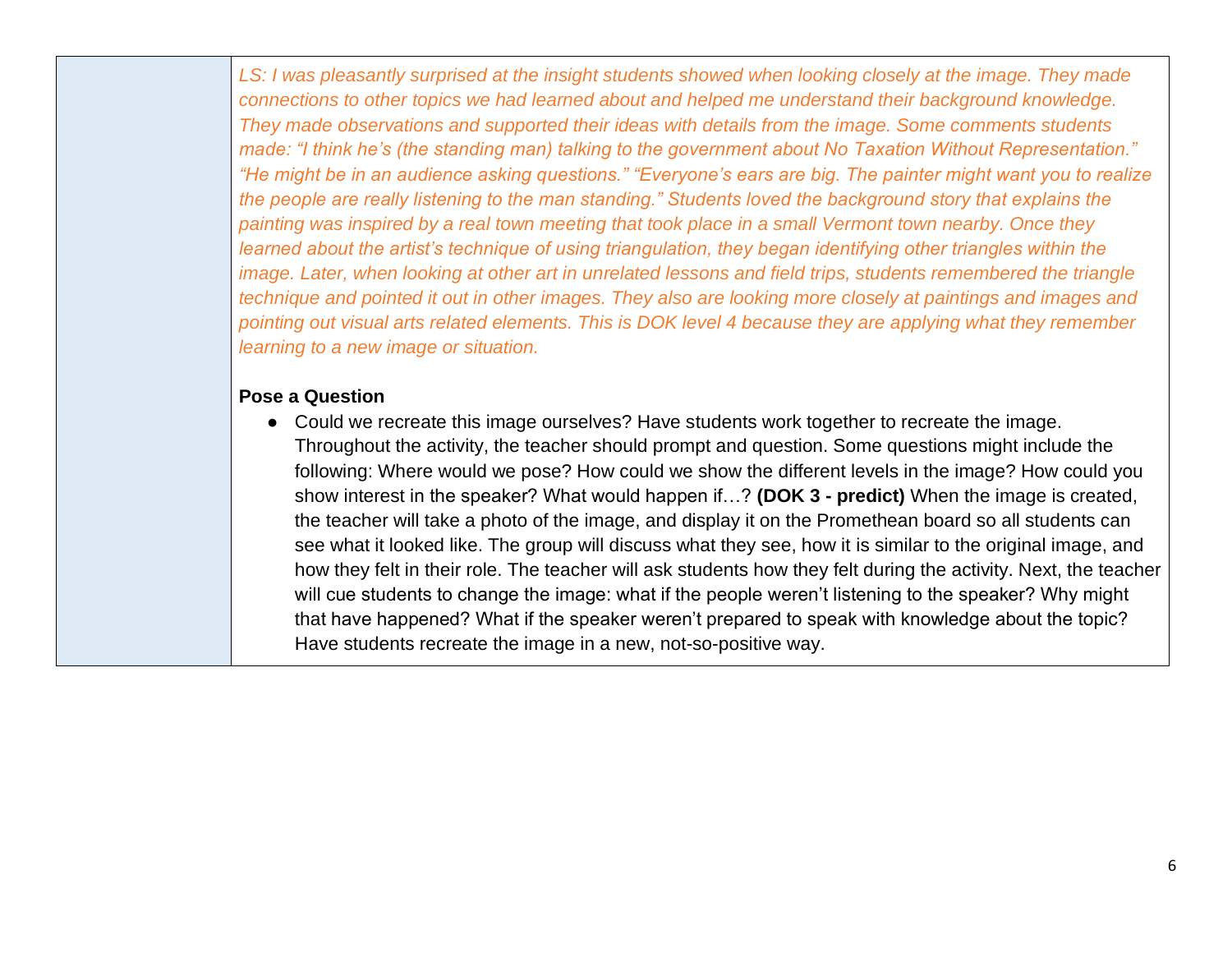| | *LS: I was pleasantly surprised at the insight students showed when looking closely at the image. They made connections to other topics we had learned about and helped me understand their background knowledge. They made observations and supported their ideas with details from the image. Some comments students made: "I think he's (the standing man) talking to the government about No Taxation Without Representation." "He might be in an audience asking questions." "Everyone's ears are big. The painter might want you to realize the people are really listening to the man standing." Students loved the background story that explains the painting was inspired by a real town meeting that took place in a small Vermont town nearby. Once they learned about the artist's technique of using triangulation, they began identifying other triangles within the image. Later, when looking at other art in unrelated lessons and field trips, students remembered the triangle technique and pointed it out in other images. They also are looking more closely at paintings and images and pointing out visual arts related elements. This is DOK level 4 because they are applying what they remember learning to a new image or situation.*<br><br>**Pose a Question**<br><br>● Could we recreate this image ourselves? Have students work together to recreate the image. Throughout the activity, the teacher should prompt and question. Some questions might include the following: Where would we pose? How could we show the different levels in the image? How could you show interest in the speaker? What would happen if…? **(DOK 3 - predict)** When the image is created, the teacher will take a photo of the image, and display it on the Promethean board so all students can see what it looked like. The group will discuss what they see, how it is similar to the original image, and how they felt in their role. The teacher will ask students how they felt during the activity. Next, the teacher will cue students to change the image: what if the people weren't listening to the speaker? Why might that have happened? What if the speaker weren't prepared to speak with knowledge about the topic? Have students recreate the image in a new, not-so-positive way. |
|---|---|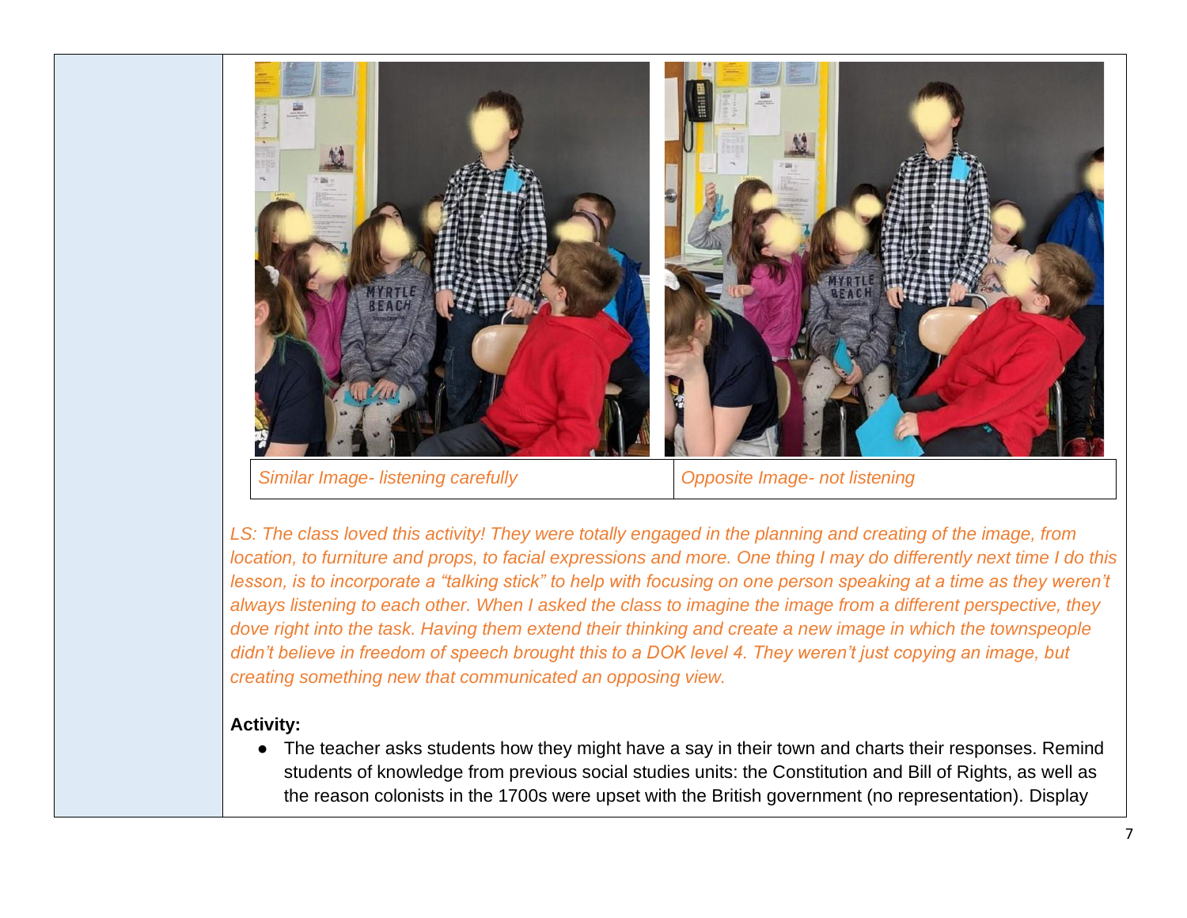| *Similar Image- listening carefully* | *Opposite Image- not listening* |
| --- | --- |

*LS: The class loved this activity! They were totally engaged in the planning and creating of the image, from location, to furniture and props, to facial expressions and more. One thing I may do differently next time I do this lesson, is to incorporate a "talking stick" to help with focusing on one person speaking at a time as they weren't always listening to each other. When I asked the class to imagine the image from a different perspective, they dove right into the task. Having them extend their thinking and create a new image in which the townspeople didn't believe in freedom of speech brought this to a DOK level 4. They weren't just copying an image, but creating something new that communicated an opposing view.*

**Activity:**

- The teacher asks students how they might have a say in their town and charts their responses. Remind students of knowledge from previous social studies units: the Constitution and Bill of Rights, as well as the reason colonists in the 1700s were upset with the British government (no representation). Display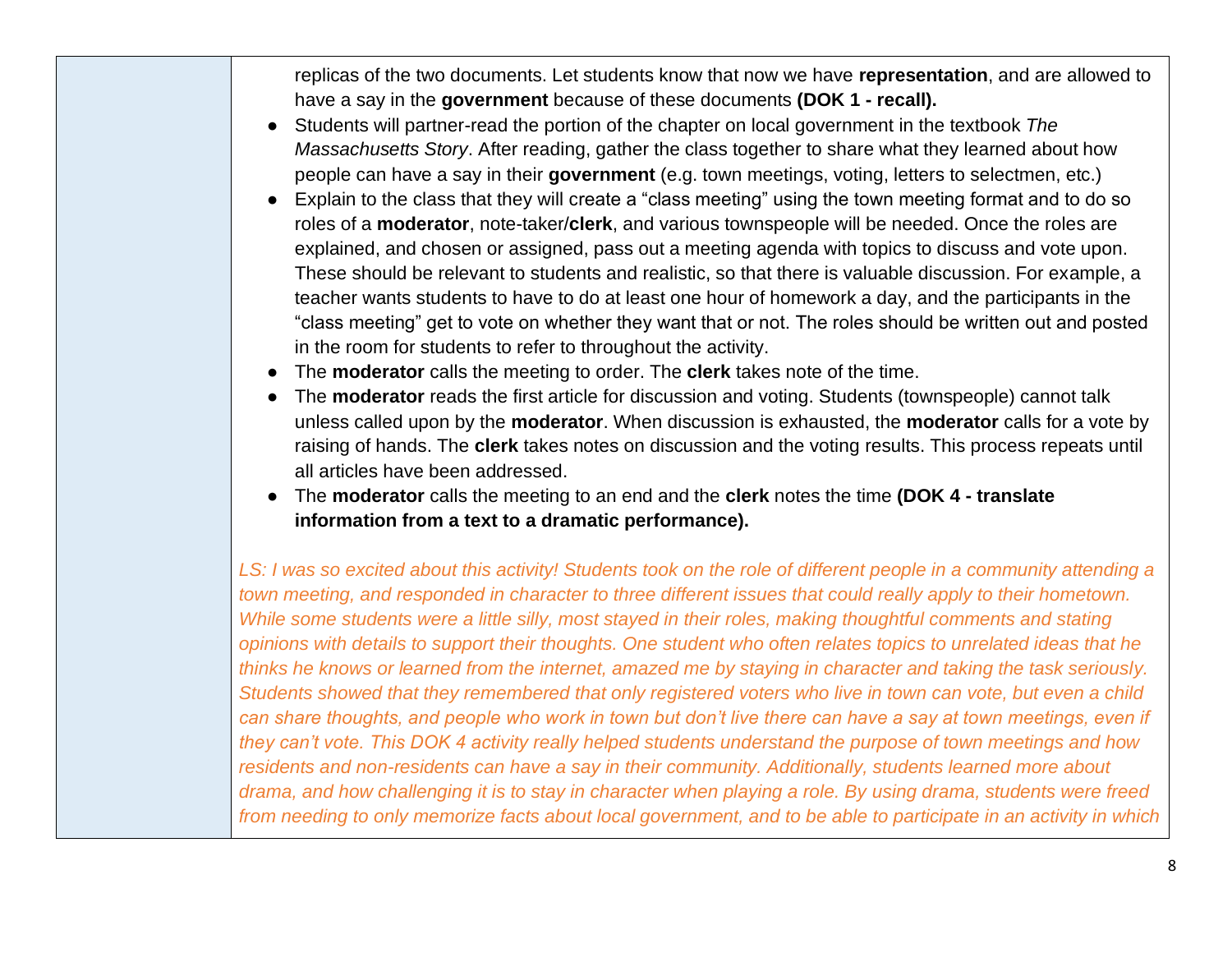replicas of the two documents. Let students know that now we have **representation**, and are allowed to have a say in the **government** because of these documents **(DOK 1 - recall).**

- Students will partner-read the portion of the chapter on local government in the textbook *The Massachusetts Story*. After reading, gather the class together to share what they learned about how people can have a say in their **government** (e.g. town meetings, voting, letters to selectmen, etc.)
- Explain to the class that they will create a "class meeting" using the town meeting format and to do so roles of a **moderator**, note-taker/**clerk**, and various townspeople will be needed. Once the roles are explained, and chosen or assigned, pass out a meeting agenda with topics to discuss and vote upon. These should be relevant to students and realistic, so that there is valuable discussion. For example, a teacher wants students to have to do at least one hour of homework a day, and the participants in the "class meeting" get to vote on whether they want that or not. The roles should be written out and posted in the room for students to refer to throughout the activity.
- The **moderator** calls the meeting to order. The **clerk** takes note of the time.
- The **moderator** reads the first article for discussion and voting. Students (townspeople) cannot talk unless called upon by the **moderator**. When discussion is exhausted, the **moderator** calls for a vote by raising of hands. The **clerk** takes notes on discussion and the voting results. This process repeats until all articles have been addressed.
- The **moderator** calls the meeting to an end and the **clerk** notes the time **(DOK 4 - translate information from a text to a dramatic performance).**

*LS: I was so excited about this activity! Students took on the role of different people in a community attending a town meeting, and responded in character to three different issues that could really apply to their hometown. While some students were a little silly, most stayed in their roles, making thoughtful comments and stating opinions with details to support their thoughts. One student who often relates topics to unrelated ideas that he thinks he knows or learned from the internet, amazed me by staying in character and taking the task seriously. Students showed that they remembered that only registered voters who live in town can vote, but even a child can share thoughts, and people who work in town but don't live there can have a say at town meetings, even if they can't vote. This DOK 4 activity really helped students understand the purpose of town meetings and how residents and non-residents can have a say in their community. Additionally, students learned more about drama, and how challenging it is to stay in character when playing a role. By using drama, students were freed from needing to only memorize facts about local government, and to be able to participate in an activity in which*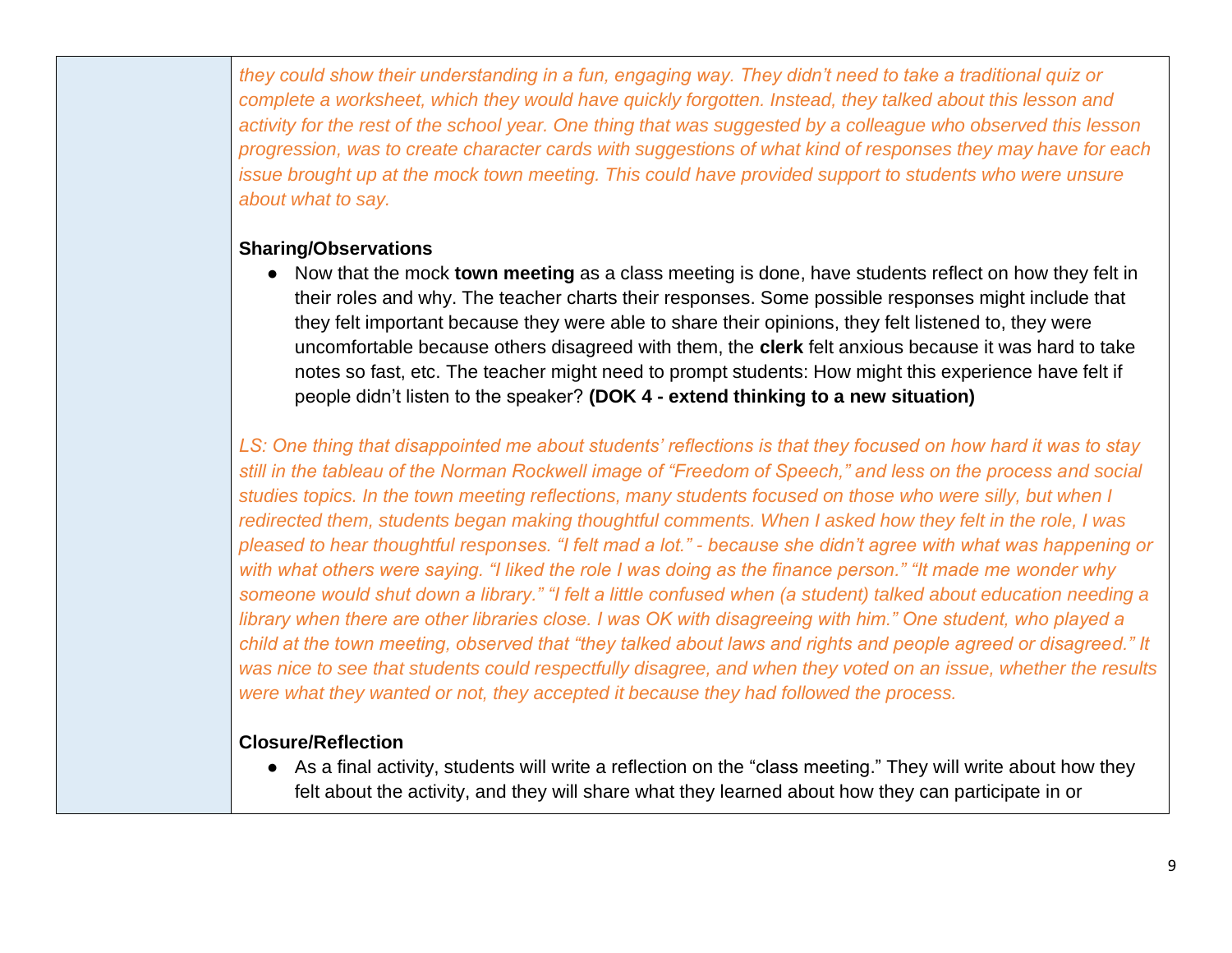*they could show their understanding in a fun, engaging way. They didn't need to take a traditional quiz or complete a worksheet, which they would have quickly forgotten. Instead, they talked about this lesson and activity for the rest of the school year. One thing that was suggested by a colleague who observed this lesson progression, was to create character cards with suggestions of what kind of responses they may have for each issue brought up at the mock town meeting. This could have provided support to students who were unsure about what to say.*

**Sharing/Observations**

- Now that the mock **town meeting** as a class meeting is done, have students reflect on how they felt in their roles and why. The teacher charts their responses. Some possible responses might include that they felt important because they were able to share their opinions, they felt listened to, they were uncomfortable because others disagreed with them, the **clerk** felt anxious because it was hard to take notes so fast, etc. The teacher might need to prompt students: How might this experience have felt if people didn't listen to the speaker? **(DOK 4 - extend thinking to a new situation)**

*LS: One thing that disappointed me about students' reflections is that they focused on how hard it was to stay still in the tableau of the Norman Rockwell image of "Freedom of Speech," and less on the process and social studies topics. In the town meeting reflections, many students focused on those who were silly, but when I redirected them, students began making thoughtful comments. When I asked how they felt in the role, I was pleased to hear thoughtful responses. "I felt mad a lot." - because she didn't agree with what was happening or with what others were saying. "I liked the role I was doing as the finance person." "It made me wonder why someone would shut down a library." "I felt a little confused when (a student) talked about education needing a library when there are other libraries close. I was OK with disagreeing with him." One student, who played a child at the town meeting, observed that "they talked about laws and rights and people agreed or disagreed." It was nice to see that students could respectfully disagree, and when they voted on an issue, whether the results were what they wanted or not, they accepted it because they had followed the process.*

**Closure/Reflection**

- As a final activity, students will write a reflection on the "class meeting." They will write about how they felt about the activity, and they will share what they learned about how they can participate in or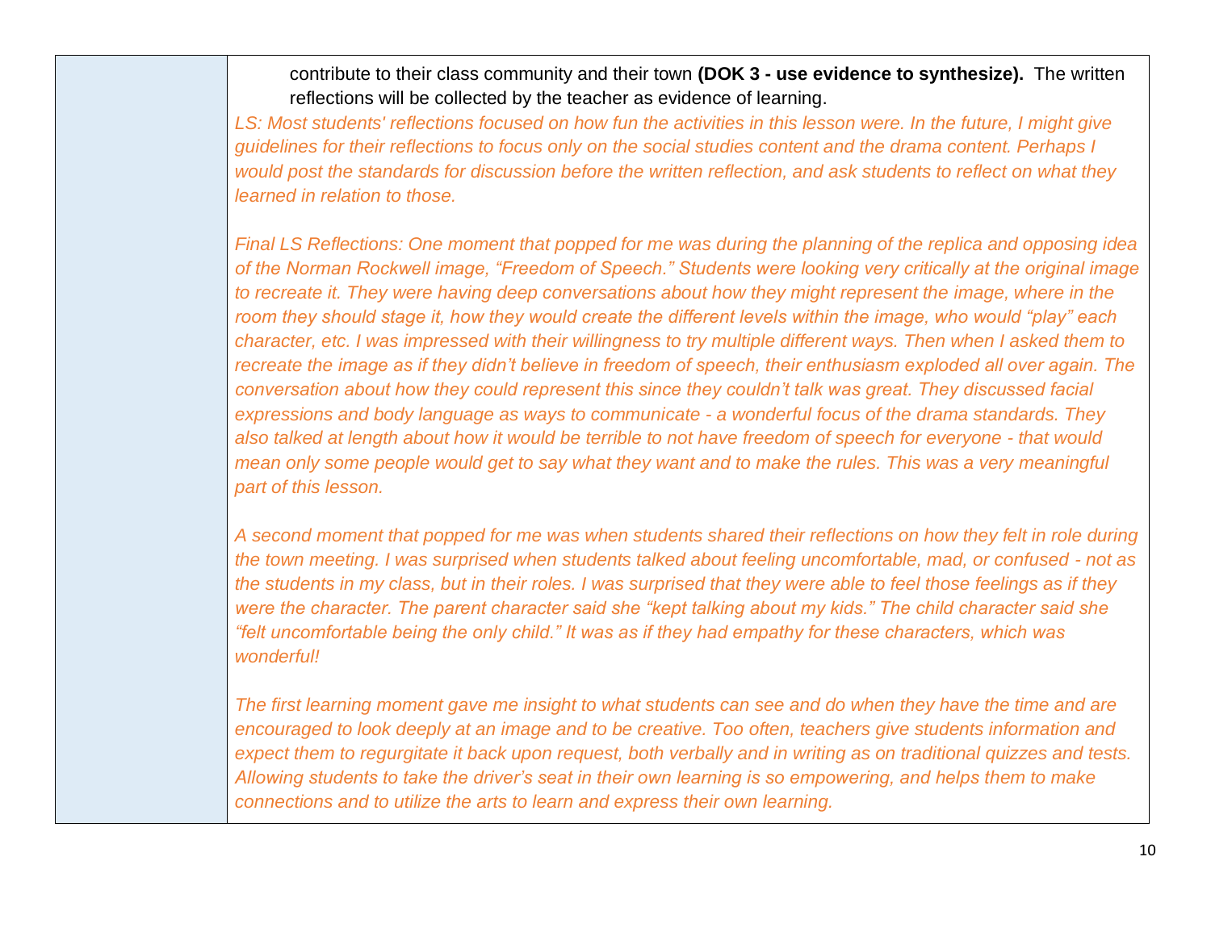| | |
|---|---|
| | contribute to their class community and their town **(DOK 3 - use evidence to synthesize).** The written reflections will be collected by the teacher as evidence of learning.<br>*LS: Most students' reflections focused on how fun the activities in this lesson were. In the future, I might give guidelines for their reflections to focus only on the social studies content and the drama content. Perhaps I would post the standards for discussion before the written reflection, and ask students to reflect on what they learned in relation to those.*<br><br>*Final LS Reflections: One moment that popped for me was during the planning of the replica and opposing idea of the Norman Rockwell image, "Freedom of Speech." Students were looking very critically at the original image to recreate it. They were having deep conversations about how they might represent the image, where in the room they should stage it, how they would create the different levels within the image, who would "play" each character, etc. I was impressed with their willingness to try multiple different ways. Then when I asked them to recreate the image as if they didn't believe in freedom of speech, their enthusiasm exploded all over again. The conversation about how they could represent this since they couldn't talk was great. They discussed facial expressions and body language as ways to communicate - a wonderful focus of the drama standards. They also talked at length about how it would be terrible to not have freedom of speech for everyone - that would mean only some people would get to say what they want and to make the rules. This was a very meaningful part of this lesson.*<br><br>*A second moment that popped for me was when students shared their reflections on how they felt in role during the town meeting. I was surprised when students talked about feeling uncomfortable, mad, or confused - not as the students in my class, but in their roles. I was surprised that they were able to feel those feelings as if they were the character. The parent character said she "kept talking about my kids." The child character said she "felt uncomfortable being the only child." It was as if they had empathy for these characters, which was wonderful!*<br><br>*The first learning moment gave me insight to what students can see and do when they have the time and are encouraged to look deeply at an image and to be creative. Too often, teachers give students information and expect them to regurgitate it back upon request, both verbally and in writing as on traditional quizzes and tests. Allowing students to take the driver's seat in their own learning is so empowering, and helps them to make connections and to utilize the arts to learn and express their own learning.* |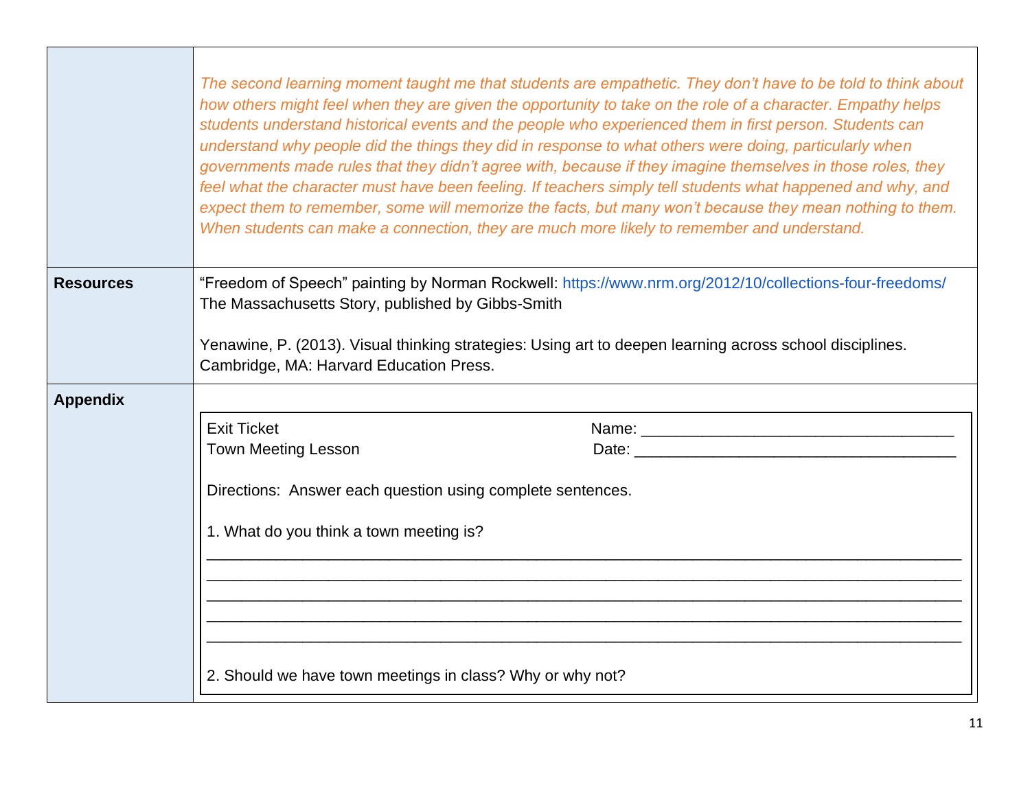| | |
|---|---|
| | *The second learning moment taught me that students are empathetic. They don't have to be told to think about how others might feel when they are given the opportunity to take on the role of a character. Empathy helps students understand historical events and the people who experienced them in first person. Students can understand why people did the things they did in response to what others were doing, particularly when governments made rules that they didn't agree with, because if they imagine themselves in those roles, they feel what the character must have been feeling. If teachers simply tell students what happened and why, and expect them to remember, some will memorize the facts, but many won't because they mean nothing to them. When students can make a connection, they are much more likely to remember and understand.* |
| **Resources** | "Freedom of Speech" painting by Norman Rockwell: https://www.nrm.org/2012/10/collections-four-freedoms/<br>The Massachusetts Story, published by Gibbs-Smith<br><br>Yenawine, P. (2013). Visual thinking strategies: Using art to deepen learning across school disciplines. Cambridge, MA: Harvard Education Press. |
| **Appendix** | Exit Ticket — Name: ____________________<br>Town Meeting Lesson — Date: ____________________<br><br>Directions: Answer each question using complete sentences.<br><br>1. What do you think a town meeting is?<br>______________________________________________<br>______________________________________________<br>______________________________________________<br>______________________________________________<br>______________________________________________<br><br>2. Should we have town meetings in class? Why or why not? |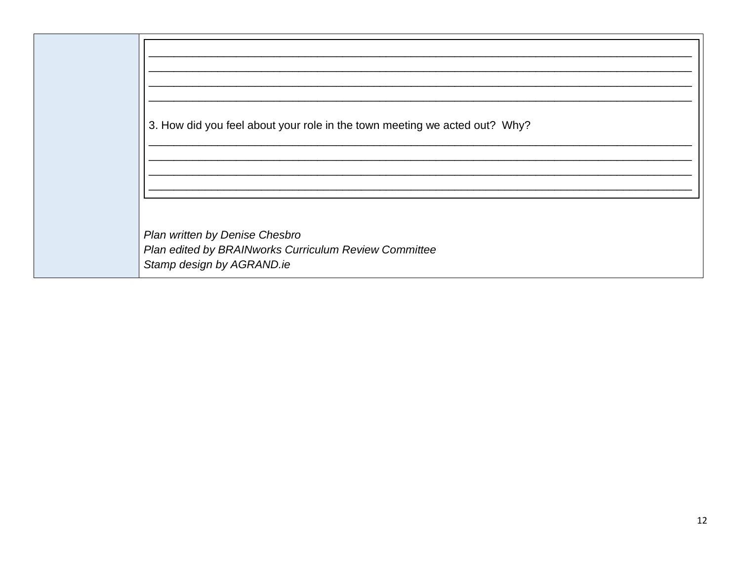| | |
|---|---|
| | ________________________________________________________________________________<br>________________________________________________________________________________<br>________________________________________________________________________________<br>________________________________________________________________________________<br><br>3. How did you feel about your role in the town meeting we acted out? Why?<br>________________________________________________________________________________<br>________________________________________________________________________________<br>________________________________________________________________________________<br>________________________________________________________________________________<br><br>*Plan written by Denise Chesbro*<br>*Plan edited by BRAINworks Curriculum Review Committee*<br>*Stamp design by AGRAND.ie* |